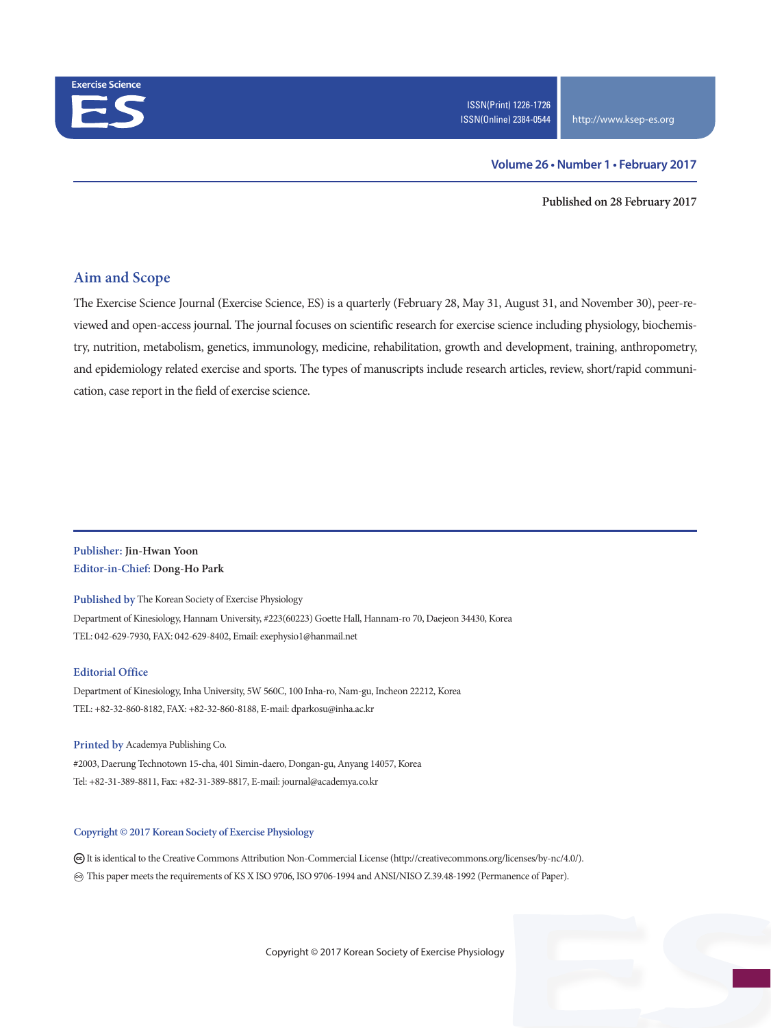Exercise Science

ES

ISSN(Print) 1226-1726
ISSN(Online) 2384-0544

http://www.ksep-es.org

**Volume 26 • Number 1 • February 2017**

**Published on 28 February 2017**

## Aim and Scope

The Exercise Science Journal (Exercise Science, ES) is a quarterly (February 28, May 31, August 31, and November 30), peer-reviewed and open-access journal. The journal focuses on scientific research for exercise science including physiology, biochemistry, nutrition, metabolism, genetics, immunology, medicine, rehabilitation, growth and development, training, anthropometry, and epidemiology related exercise and sports. The types of manuscripts include research articles, review, short/rapid communication, case report in the field of exercise science.

**Publisher:** **Jin-Hwan Yoon**
**Editor-in-Chief:** **Dong-Ho Park**

**Published by** The Korean Society of Exercise Physiology
Department of Kinesiology, Hannam University, #223(60223) Goette Hall, Hannam-ro 70, Daejeon 34430, Korea
TEL: 042-629-7930, FAX: 042-629-8402, Email: exephysio1@hanmail.net

**Editorial Office**
Department of Kinesiology, Inha University, 5W 560C, 100 Inha-ro, Nam-gu, Incheon 22212, Korea
TEL: +82-32-860-8182, FAX: +82-32-860-8188, E-mail: dparkosu@inha.ac.kr

**Printed by** Academya Publishing Co.
#2003, Daerung Technotown 15-cha, 401 Simin-daero, Dongan-gu, Anyang 14057, Korea
Tel: +82-31-389-8811, Fax: +82-31-389-8817, E-mail: journal@academya.co.kr

**Copyright © 2017 Korean Society of Exercise Physiology**

It is identical to the Creative Commons Attribution Non-Commercial License (http://creativecommons.org/licenses/by-nc/4.0/).
This paper meets the requirements of KS X ISO 9706, ISO 9706-1994 and ANSI/NISO Z.39.48-1992 (Permanence of Paper).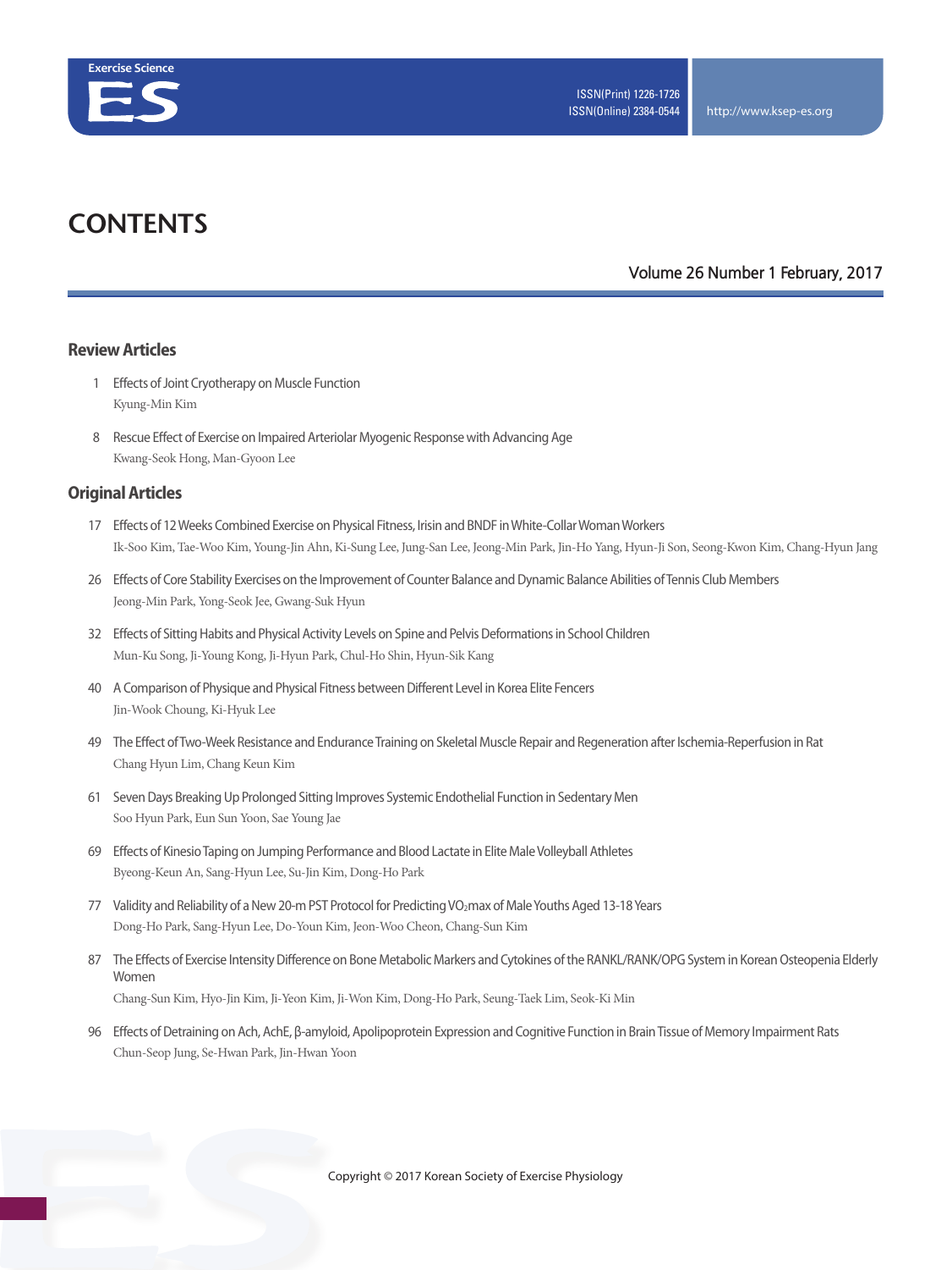# CONTENTS

Volume 26 Number 1 February, 2017

## Review Articles

1 Effects of Joint Cryotherapy on Muscle Function
Kyung-Min Kim

8 Rescue Effect of Exercise on Impaired Arteriolar Myogenic Response with Advancing Age
Kwang-Seok Hong, Man-Gyoon Lee

## Original Articles

17 Effects of 12 Weeks Combined Exercise on Physical Fitness, Irisin and BNDF in White-Collar Woman Workers
Ik-Soo Kim, Tae-Woo Kim, Young-Jin Ahn, Ki-Sung Lee, Jung-San Lee, Jeong-Min Park, Jin-Ho Yang, Hyun-Ji Son, Seong-Kwon Kim, Chang-Hyun Jang

26 Effects of Core Stability Exercises on the Improvement of Counter Balance and Dynamic Balance Abilities of Tennis Club Members
Jeong-Min Park, Yong-Seok Jee, Gwang-Suk Hyun

32 Effects of Sitting Habits and Physical Activity Levels on Spine and Pelvis Deformations in School Children
Mun-Ku Song, Ji-Young Kong, Ji-Hyun Park, Chul-Ho Shin, Hyun-Sik Kang

40 A Comparison of Physique and Physical Fitness between Different Level in Korea Elite Fencers
Jin-Wook Choung, Ki-Hyuk Lee

49 The Effect of Two-Week Resistance and Endurance Training on Skeletal Muscle Repair and Regeneration after Ischemia-Reperfusion in Rat
Chang Hyun Lim, Chang Keun Kim

61 Seven Days Breaking Up Prolonged Sitting Improves Systemic Endothelial Function in Sedentary Men
Soo Hyun Park, Eun Sun Yoon, Sae Young Jae

69 Effects of Kinesio Taping on Jumping Performance and Blood Lactate in Elite Male Volleyball Athletes
Byeong-Keun An, Sang-Hyun Lee, Su-Jin Kim, Dong-Ho Park

77 Validity and Reliability of a New 20-m PST Protocol for Predicting $VO_2$max of Male Youths Aged 13-18 Years
Dong-Ho Park, Sang-Hyun Lee, Do-Youn Kim, Jeon-Woo Cheon, Chang-Sun Kim

87 The Effects of Exercise Intensity Difference on Bone Metabolic Markers and Cytokines of the RANKL/RANK/OPG System in Korean Osteopenia Elderly Women
Chang-Sun Kim, Hyo-Jin Kim, Ji-Yeon Kim, Ji-Won Kim, Dong-Ho Park, Seung-Taek Lim, Seok-Ki Min

96 Effects of Detraining on Ach, AchE, β-amyloid, Apolipoprotein Expression and Cognitive Function in Brain Tissue of Memory Impairment Rats
Chun-Seop Jung, Se-Hwan Park, Jin-Hwan Yoon

Copyright © 2017 Korean Society of Exercise Physiology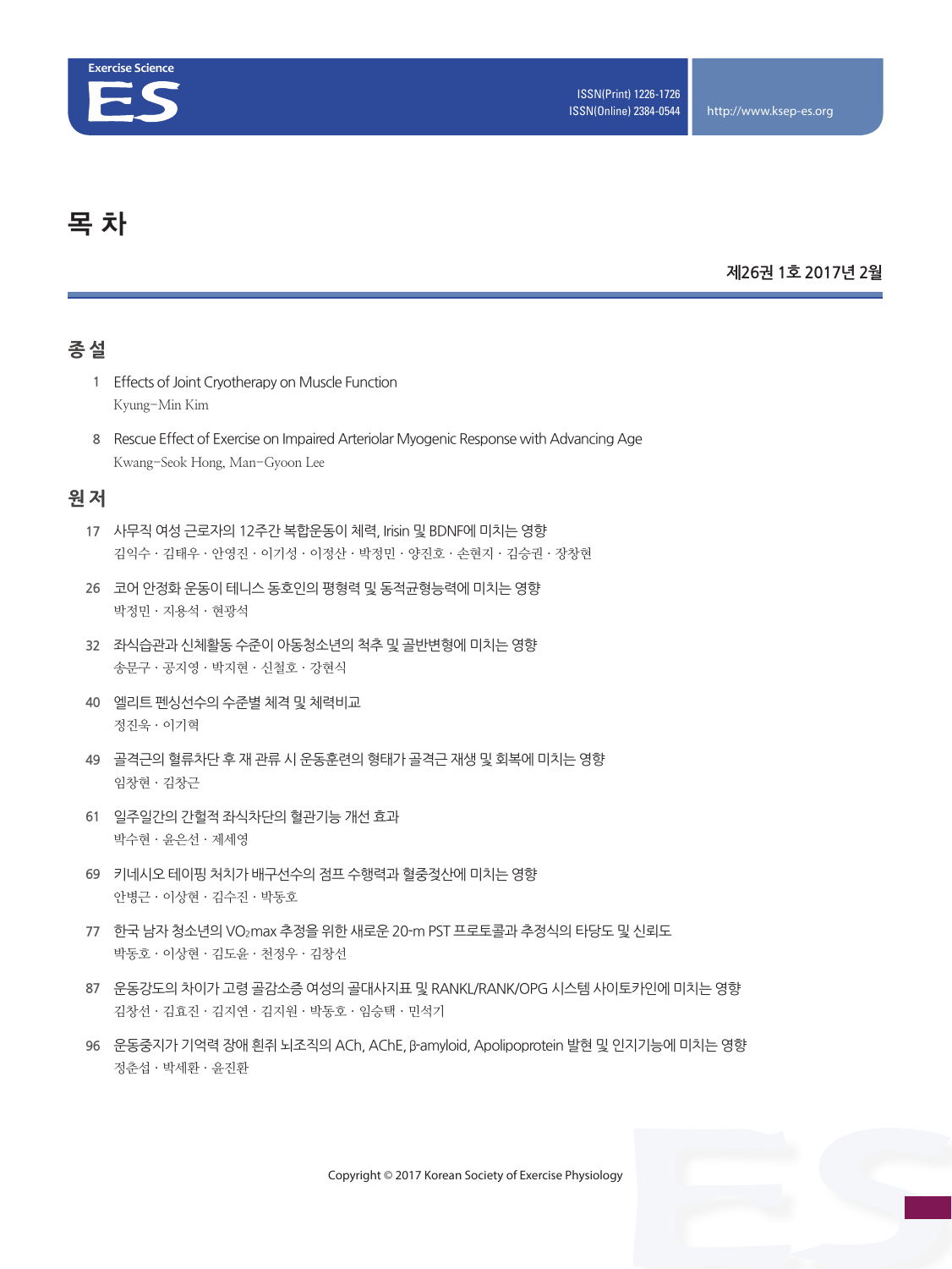# 목 차

제26권 1호 2017년 2월

## 종 설

1 Effects of Joint Cryotherapy on Muscle Function
Kyung-Min Kim

8 Rescue Effect of Exercise on Impaired Arteriolar Myogenic Response with Advancing Age
Kwang-Seok Hong, Man-Gyoon Lee

## 원 저

17 사무직 여성 근로자의 12주간 복합운동이 체력, Irisin 및 BDNF에 미치는 영향
김익수 · 김태우 · 안영진 · 이기성 · 이정산 · 박정민 · 양진호 · 손현지 · 김승권 · 장창현

26 코어 안정화 운동이 테니스 동호인의 평형력 및 동적균형능력에 미치는 영향
박정민 · 지용석 · 현광석

32 좌식습관과 신체활동 수준이 아동청소년의 척추 및 골반변형에 미치는 영향
송문구 · 공지영 · 박지현 · 신철호 · 강현식

40 엘리트 펜싱선수의 수준별 체격 및 체력비교
정진욱 · 이기혁

49 골격근의 혈류차단 후 재 관류 시 운동훈련의 형태가 골격근 재생 및 회복에 미치는 영향
임창현 · 김창근

61 일주일간의 간헐적 좌식차단의 혈관기능 개선 효과
박수현 · 윤은선 · 제세영

69 키네시오 테이핑 처치가 배구선수의 점프 수행력과 혈중젖산에 미치는 영향
안병근 · 이상현 · 김수진 · 박동호

77 한국 남자 청소년의 $VO_2max$ 추정을 위한 새로운 20-m PST 프로토콜과 추정식의 타당도 및 신뢰도
박동호 · 이상현 · 김도윤 · 천정우 · 김창선

87 운동강도의 차이가 고령 골감소증 여성의 골대사지표 및 RANKL/RANK/OPG 시스템 사이토카인에 미치는 영향
김창선 · 김효진 · 김지연 · 김지원 · 박동호 · 임승택 · 민석기

96 운동중지가 기억력 장애 흰쥐 뇌조직의 ACh, AChE, β-amyloid, Apolipoprotein 발현 및 인지기능에 미치는 영향
정춘섭 · 박세환 · 윤진환

Copyright © 2017 Korean Society of Exercise Physiology